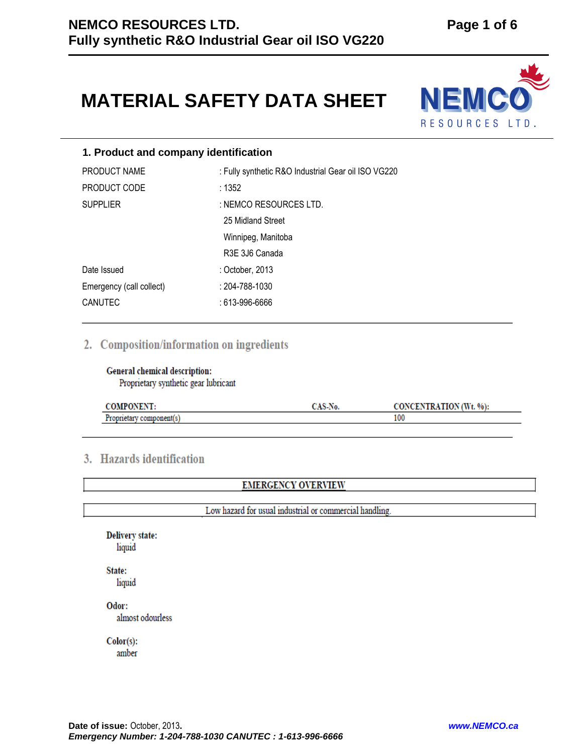# MATERIAL SAFETY DATA SHEET

## 1. Product and company identification

| | |
|---|---|
| PRODUCT NAME | : Fully synthetic R&O Industrial Gear oil ISO VG220 |
| PRODUCT CODE | : 1352 |
| SUPPLIER | : NEMCO RESOURCES LTD.<br>25 Midland Street<br>Winnipeg, Manitoba<br>R3E 3J6 Canada |
| Date Issued | : October, 2013 |
| Emergency (call collect) | : 204-788-1030 |
| CANUTEC | : 613-996-6666 |

## 2. Composition/information on ingredients

**General chemical description:**
Proprietary synthetic gear lubricant

| COMPONENT: | CAS-No. | CONCENTRATION (Wt. %): |
|---|---|---|
| Proprietary component(s) | | 100 |

## 3. Hazards identification

| EMERGENCY OVERVIEW |
|---|
| Low hazard for usual industrial or commercial handling. |

**Delivery state:**
liquid

**State:**
liquid

**Odor:**
almost odourless

**Color(s):**
amber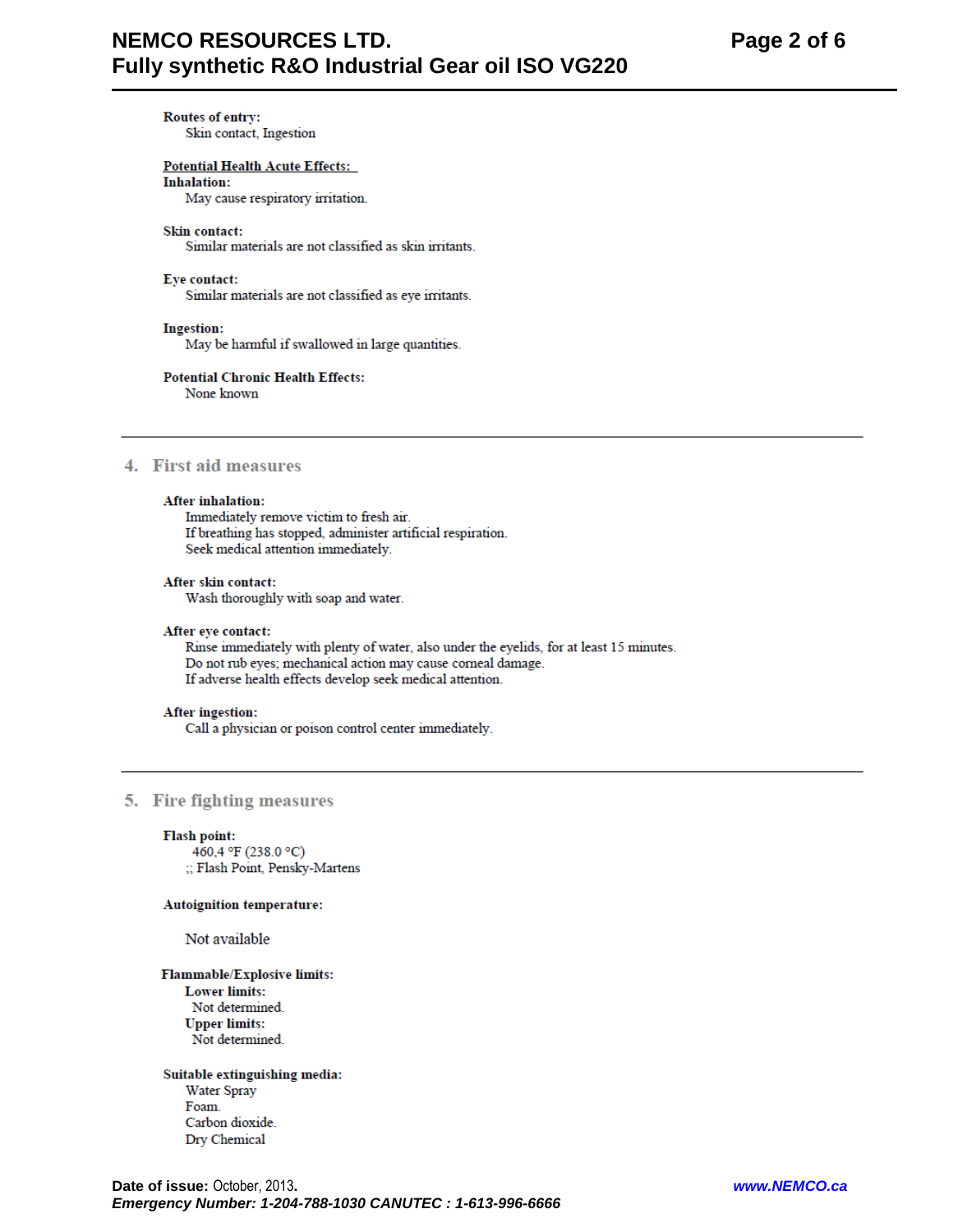**Routes of entry:**
Skin contact, Ingestion

**Potential Health Acute Effects:**

**Inhalation:**
May cause respiratory irritation.

**Skin contact:**
Similar materials are not classified as skin irritants.

**Eye contact:**
Similar materials are not classified as eye irritants.

**Ingestion:**
May be harmful if swallowed in large quantities.

**Potential Chronic Health Effects:**
None known

---

## 4. First aid measures

**After inhalation:**
Immediately remove victim to fresh air.
If breathing has stopped, administer artificial respiration.
Seek medical attention immediately.

**After skin contact:**
Wash thoroughly with soap and water.

**After eye contact:**
Rinse immediately with plenty of water, also under the eyelids, for at least 15 minutes.
Do not rub eyes; mechanical action may cause corneal damage.
If adverse health effects develop seek medical attention.

**After ingestion:**
Call a physician or poison control center immediately.

---

## 5. Fire fighting measures

**Flash point:**
460,4 °F (238.0 °C)
;; Flash Point, Pensky-Martens

**Autoignition temperature:**

Not available

**Flammable/Explosive limits:**
**Lower limits:**
Not determined.
**Upper limits:**
Not determined.

**Suitable extinguishing media:**
Water Spray
Foam.
Carbon dioxide.
Dry Chemical

**Date of issue:** October, 2013.
*Emergency Number: 1-204-788-1030 CANUTEC : 1-613-996-6666*
*www.NEMCO.ca*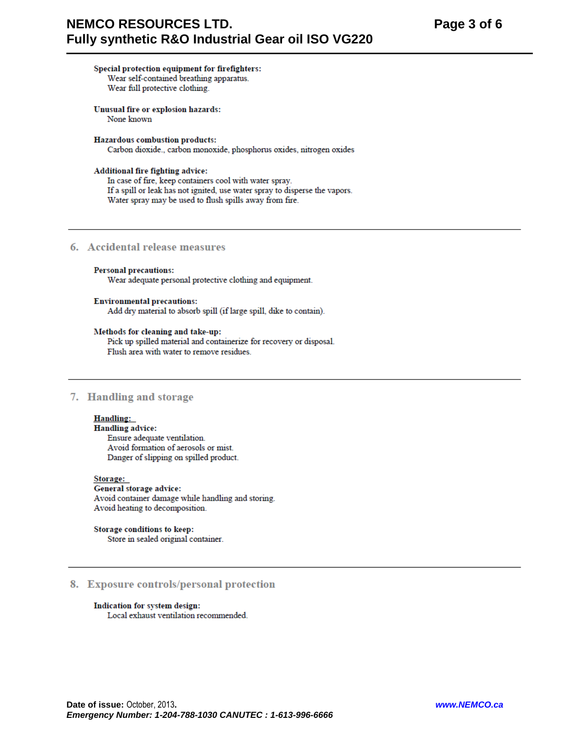**Special protection equipment for firefighters:**
Wear self-contained breathing apparatus.
Wear full protective clothing.

**Unusual fire or explosion hazards:**
None known

**Hazardous combustion products:**
Carbon dioxide., carbon monoxide, phosphorus oxides, nitrogen oxides

**Additional fire fighting advice:**
In case of fire, keep containers cool with water spray.
If a spill or leak has not ignited, use water spray to disperse the vapors.
Water spray may be used to flush spills away from fire.

## 6. Accidental release measures

**Personal precautions:**
Wear adequate personal protective clothing and equipment.

**Environmental precautions:**
Add dry material to absorb spill (if large spill, dike to contain).

**Methods for cleaning and take-up:**
Pick up spilled material and containerize for recovery or disposal.
Flush area with water to remove residues.

## 7. Handling and storage

**Handling:**
**Handling advice:**
Ensure adequate ventilation.
Avoid formation of aerosols or mist.
Danger of slipping on spilled product.

**Storage:**
**General storage advice:**
Avoid container damage while handling and storing.
Avoid heating to decomposition.

**Storage conditions to keep:**
Store in sealed original container.

## 8. Exposure controls/personal protection

**Indication for system design:**
Local exhaust ventilation recommended.

**Date of issue:** October, 2013.
*Emergency Number: 1-204-788-1030 CANUTEC : 1-613-996-6666*
*www.NEMCO.ca*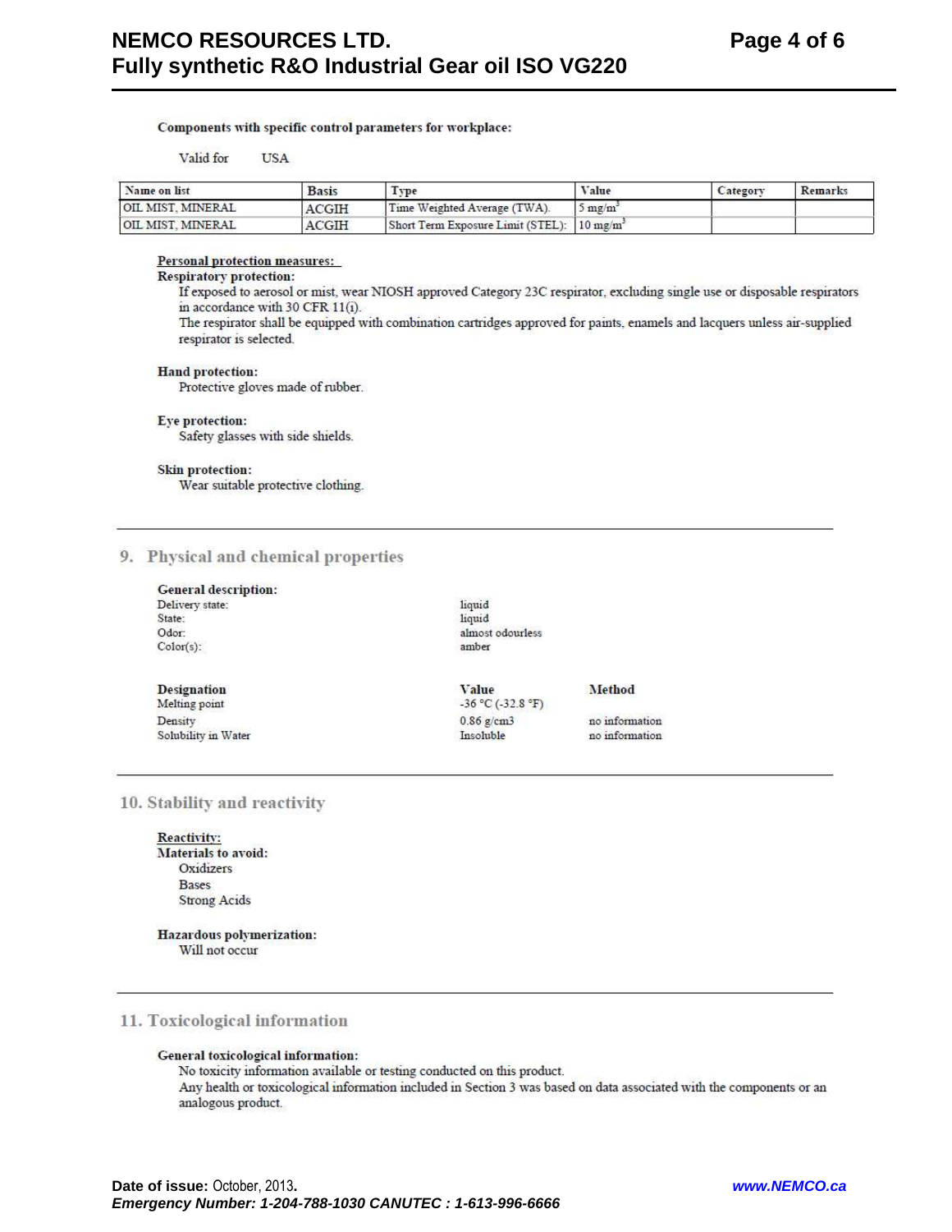**Components with specific control parameters for workplace:**

Valid for USA

| Name on list | Basis | Type | Value | Category | Remarks |
|---|---|---|---|---|---|
| OIL MIST, MINERAL | ACGIH | Time Weighted Average (TWA). | 5 mg/m$^3$ | | |
| OIL MIST, MINERAL | ACGIH | Short Term Exposure Limit (STEL): | 10 mg/m$^3$ | | |

**Personal protection measures:**

**Respiratory protection:**

If exposed to aerosol or mist, wear NIOSH approved Category 23C respirator, excluding single use or disposable respirators in accordance with 30 CFR 11(i).

The respirator shall be equipped with combination cartridges approved for paints, enamels and lacquers unless air-supplied respirator is selected.

**Hand protection:**

Protective gloves made of rubber.

**Eye protection:**

Safety glasses with side shields.

**Skin protection:**

Wear suitable protective clothing.

## 9. Physical and chemical properties

**General description:**

| | |
|---|---|
| Delivery state: | liquid |
| State: | liquid |
| Odor: | almost odourless |
| Color(s): | amber |

| Designation | Value | Method |
|---|---|---|
| Melting point | -36 °C (-32.8 °F) | |
| Density | 0.86 g/cm3 | no information |
| Solubility in Water | Insoluble | no information |

## 10. Stability and reactivity

**Reactivity:**

**Materials to avoid:**

Oxidizers
Bases
Strong Acids

**Hazardous polymerization:**

Will not occur

## 11. Toxicological information

**General toxicological information:**

No toxicity information available or testing conducted on this product.

Any health or toxicological information included in Section 3 was based on data associated with the components or an analogous product.

**Date of issue:** October, 2013.
*Emergency Number: 1-204-788-1030 CANUTEC : 1-613-996-6666*
*www.NEMCO.ca*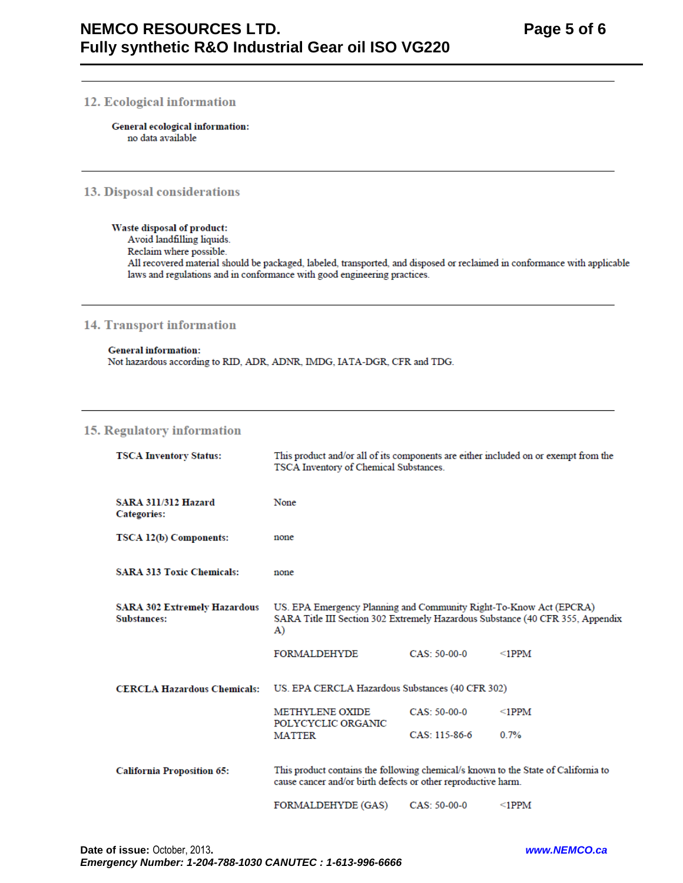## 12. Ecological information

**General ecological information:**
no data available

## 13. Disposal considerations

**Waste disposal of product:**
Avoid landfilling liquids.
Reclaim where possible.
All recovered material should be packaged, labeled, transported, and disposed or reclaimed in conformance with applicable laws and regulations and in conformance with good engineering practices.

## 14. Transport information

**General information:**
Not hazardous according to RID, ADR, ADNR, IMDG, IATA-DGR, CFR and TDG.

## 15. Regulatory information

**TSCA Inventory Status:** This product and/or all of its components are either included on or exempt from the TSCA Inventory of Chemical Substances.

**SARA 311/312 Hazard Categories:** None

**TSCA 12(b) Components:** none

**SARA 313 Toxic Chemicals:** none

**SARA 302 Extremely Hazardous Substances:** US. EPA Emergency Planning and Community Right-To-Know Act (EPCRA) SARA Title III Section 302 Extremely Hazardous Substance (40 CFR 355, Appendix A)

| | | |
|---|---|---|
| FORMALDEHYDE | CAS: 50-00-0 | <1PPM |

**CERCLA Hazardous Chemicals:** US. EPA CERCLA Hazardous Substances (40 CFR 302)

| | | |
|---|---|---|
| METHYLENE OXIDE | CAS: 50-00-0 | <1PPM |
| POLYCYCLIC ORGANIC MATTER | CAS: 115-86-6 | 0.7% |

**California Proposition 65:** This product contains the following chemical/s known to the State of California to cause cancer and/or birth defects or other reproductive harm.

| | | |
|---|---|---|
| FORMALDEHYDE (GAS) | CAS: 50-00-0 | <1PPM |

**Date of issue:** October, 2013.

***Emergency Number: 1-204-788-1030 CANUTEC : 1-613-996-6666***

*www.NEMCO.ca*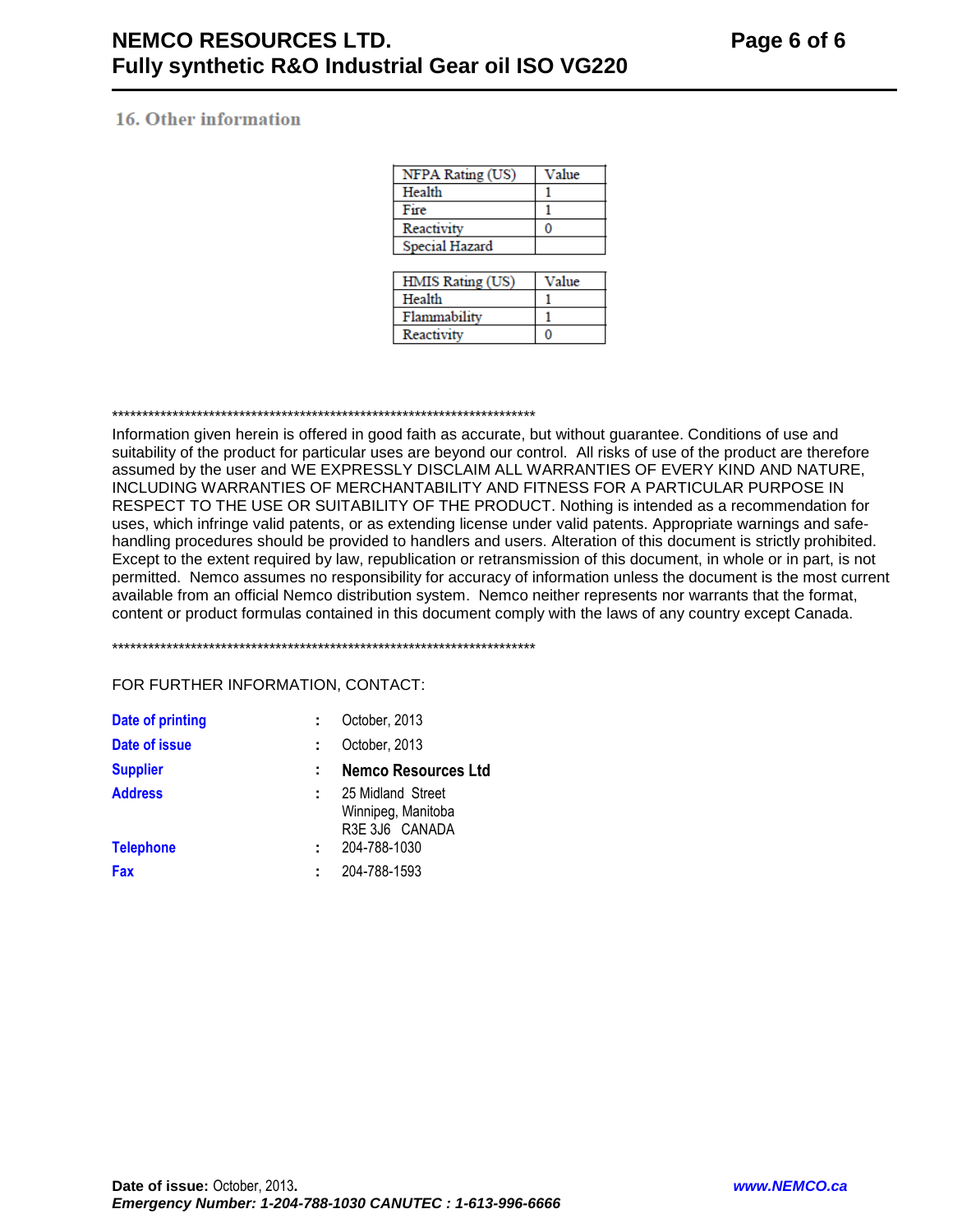## 16. Other information

| NFPA Rating (US) | Value |
|---|---|
| Health | 1 |
| Fire | 1 |
| Reactivity | 0 |
| Special Hazard | |

| HMIS Rating (US) | Value |
|---|---|
| Health | 1 |
| Flammability | 1 |
| Reactivity | 0 |

****************************************************************************

Information given herein is offered in good faith as accurate, but without guarantee. Conditions of use and suitability of the product for particular uses are beyond our control. All risks of use of the product are therefore assumed by the user and WE EXPRESSLY DISCLAIM ALL WARRANTIES OF EVERY KIND AND NATURE, INCLUDING WARRANTIES OF MERCHANTABILITY AND FITNESS FOR A PARTICULAR PURPOSE IN RESPECT TO THE USE OR SUITABILITY OF THE PRODUCT. Nothing is intended as a recommendation for uses, which infringe valid patents, or as extending license under valid patents. Appropriate warnings and safe-handling procedures should be provided to handlers and users. Alteration of this document is strictly prohibited. Except to the extent required by law, republication or retransmission of this document, in whole or in part, is not permitted. Nemco assumes no responsibility for accuracy of information unless the document is the most current available from an official Nemco distribution system. Nemco neither represents nor warrants that the format, content or product formulas contained in this document comply with the laws of any country except Canada.

****************************************************************************

FOR FURTHER INFORMATION, CONTACT:

**Date of printing** : October, 2013

**Date of issue** : October, 2013

**Supplier** : **Nemco Resources Ltd**

**Address** : 25 Midland Street
Winnipeg, Manitoba
R3E 3J6 CANADA

**Telephone** : 204-788-1030

**Fax** : 204-788-1593

**Date of issue:** October, 2013.

***Emergency Number: 1-204-788-1030 CANUTEC : 1-613-996-6666***

*www.NEMCO.ca*